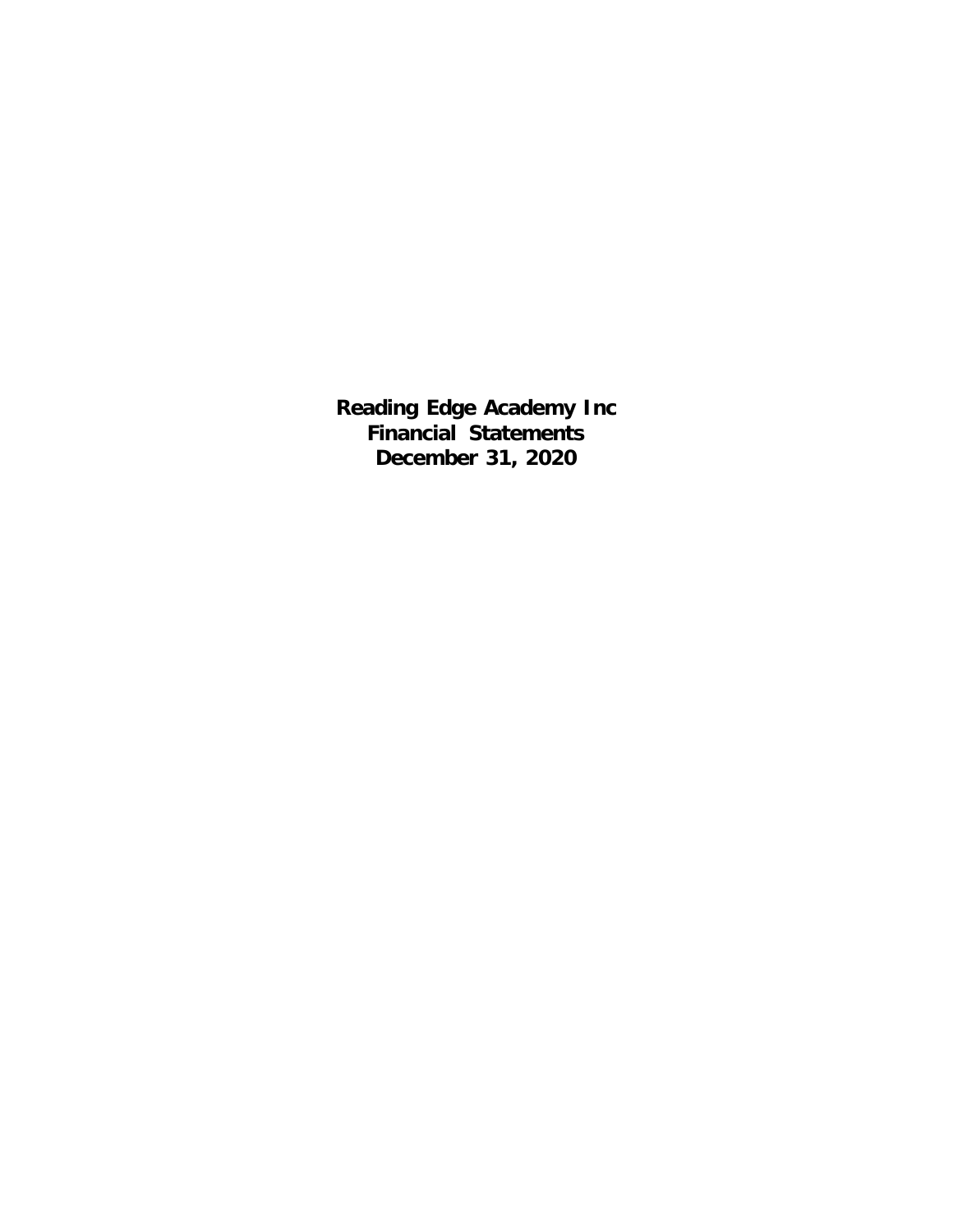# Reading Edge Academy Inc
# Financial Statements
# December 31, 2020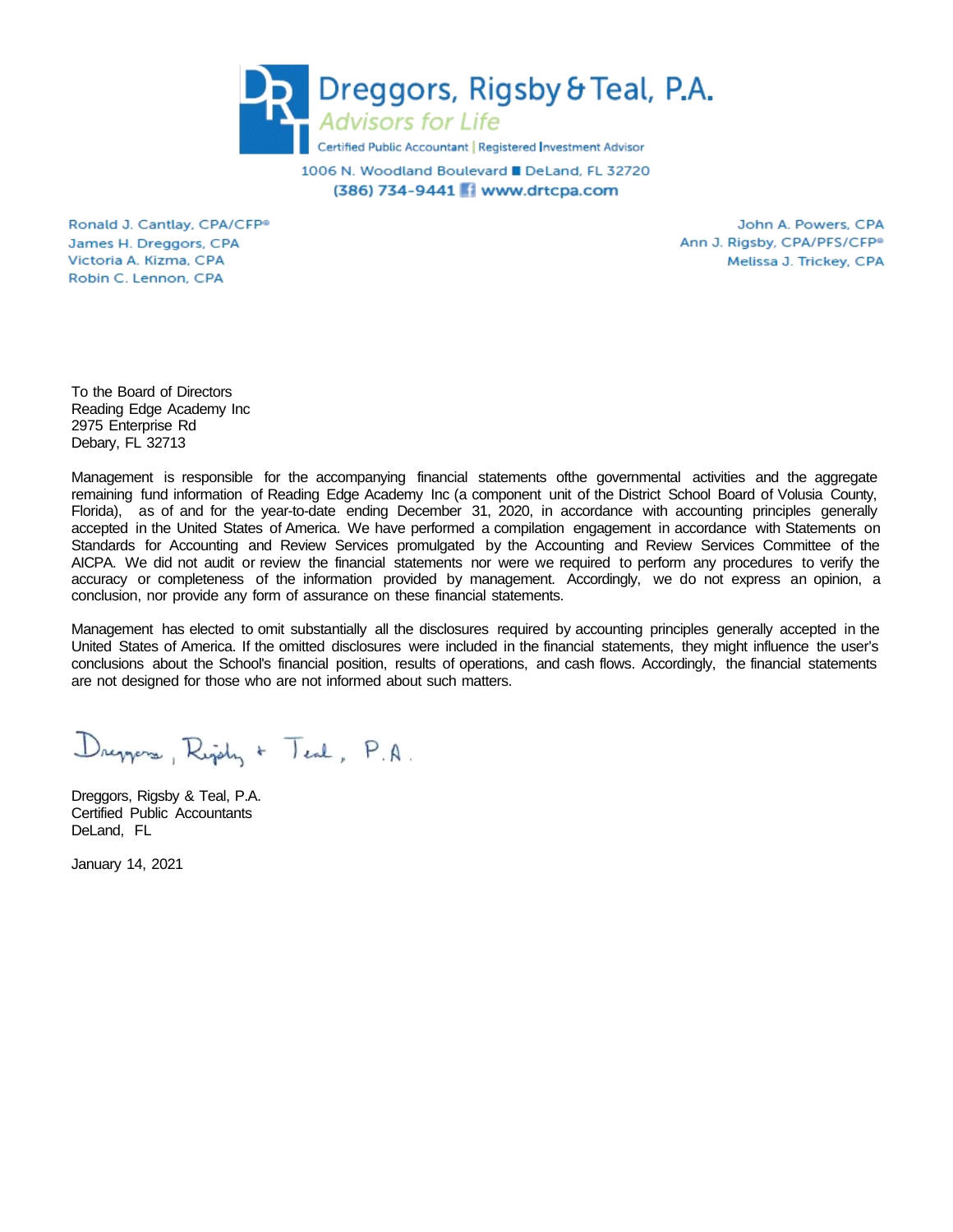# Dreggors, Rigsby & Teal, P.A.

*Advisors for Life*

Certified Public Accountant | Registered Investment Advisor

1006 N. Woodland Boulevard ■ DeLand, FL 32720

(386) 734-9441 www.drtcpa.com

Ronald J. Cantlay, CPA/CFP®
James H. Dreggors, CPA
Victoria A. Kizma, CPA
Robin C. Lennon, CPA

John A. Powers, CPA
Ann J. Rigsby, CPA/PFS/CFP®
Melissa J. Trickey, CPA

To the Board of Directors
Reading Edge Academy Inc
2975 Enterprise Rd
Debary, FL 32713

Management is responsible for the accompanying financial statements ofthe governmental activities and the aggregate remaining fund information of Reading Edge Academy Inc (a component unit of the District School Board of Volusia County, Florida), as of and for the year-to-date ending December 31, 2020, in accordance with accounting principles generally accepted in the United States of America. We have performed a compilation engagement in accordance with Statements on Standards for Accounting and Review Services promulgated by the Accounting and Review Services Committee of the AICPA. We did not audit or review the financial statements nor were we required to perform any procedures to verify the accuracy or completeness of the information provided by management. Accordingly, we do not express an opinion, a conclusion, nor provide any form of assurance on these financial statements.

Management has elected to omit substantially all the disclosures required by accounting principles generally accepted in the United States of America. If the omitted disclosures were included in the financial statements, they might influence the user's conclusions about the School's financial position, results of operations, and cash flows. Accordingly, the financial statements are not designed for those who are not informed about such matters.

Dreggors, Rigsby & Teal, P.A.

Dreggors, Rigsby & Teal, P.A.
Certified Public Accountants
DeLand, FL

January 14, 2021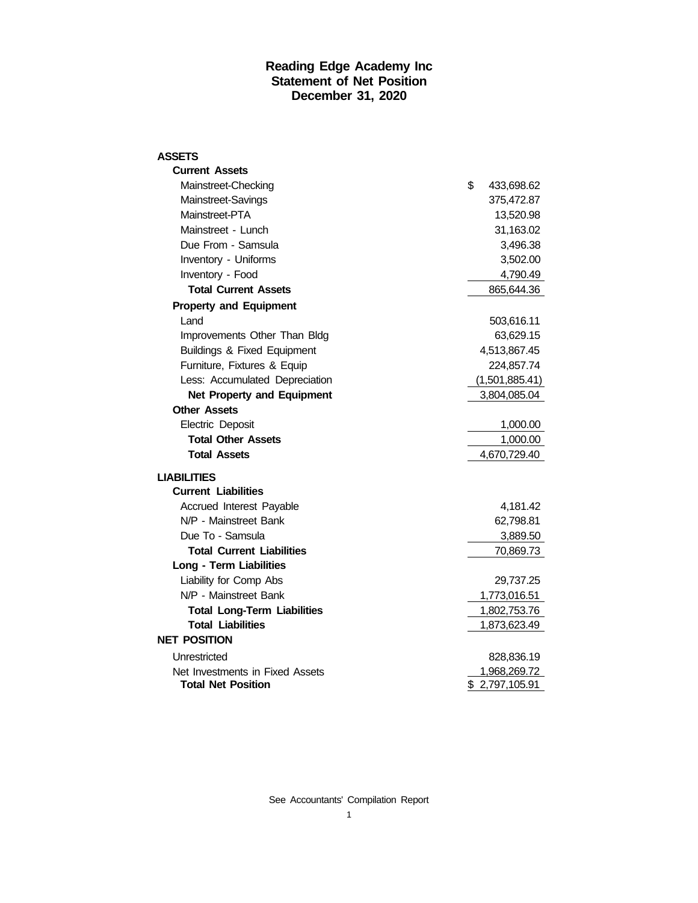# Reading Edge Academy Inc
## Statement of Net Position
## December 31, 2020

| | |
|---|---|
| **ASSETS** | |
| **Current Assets** | |
| Mainstreet-Checking | $ 433,698.62 |
| Mainstreet-Savings | 375,472.87 |
| Mainstreet-PTA | 13,520.98 |
| Mainstreet - Lunch | 31,163.02 |
| Due From - Samsula | 3,496.38 |
| Inventory - Uniforms | 3,502.00 |
| Inventory - Food | 4,790.49 |
| **Total Current Assets** | 865,644.36 |
| **Property and Equipment** | |
| Land | 503,616.11 |
| Improvements Other Than Bldg | 63,629.15 |
| Buildings & Fixed Equipment | 4,513,867.45 |
| Furniture, Fixtures & Equip | 224,857.74 |
| Less: Accumulated Depreciation | (1,501,885.41) |
| **Net Property and Equipment** | 3,804,085.04 |
| **Other Assets** | |
| Electric Deposit | 1,000.00 |
| **Total Other Assets** | 1,000.00 |
| **Total Assets** | 4,670,729.40 |
| **LIABILITIES** | |
| **Current Liabilities** | |
| Accrued Interest Payable | 4,181.42 |
| N/P - Mainstreet Bank | 62,798.81 |
| Due To - Samsula | 3,889.50 |
| **Total Current Liabilities** | 70,869.73 |
| **Long - Term Liabilities** | |
| Liability for Comp Abs | 29,737.25 |
| N/P - Mainstreet Bank | 1,773,016.51 |
| **Total Long-Term Liabilities** | 1,802,753.76 |
| **Total Liabilities** | 1,873,623.49 |
| **NET POSITION** | |
| Unrestricted | 828,836.19 |
| Net Investments in Fixed Assets | 1,968,269.72 |
| **Total Net Position** | $ 2,797,105.91 |

See Accountants' Compilation Report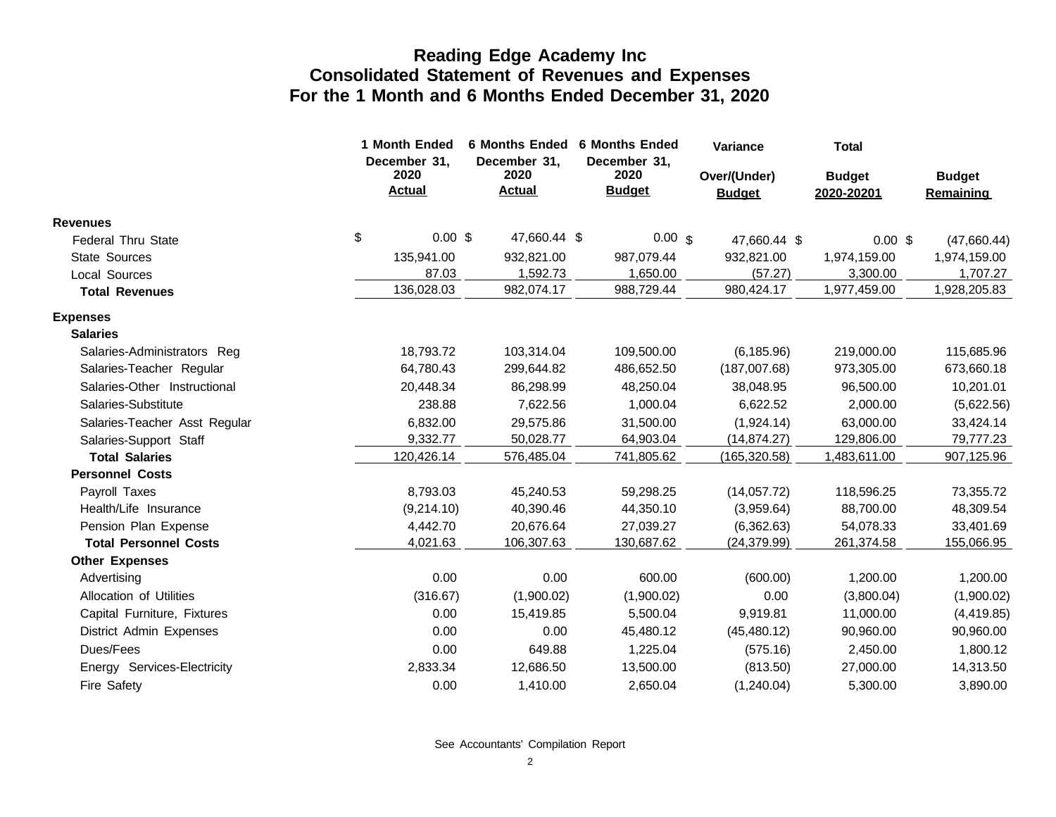# Reading Edge Academy Inc
## Consolidated Statement of Revenues and Expenses
## For the 1 Month and 6 Months Ended December 31, 2020

| | 1 Month Ended December 31, 2020 Actual | 6 Months Ended December 31, 2020 Actual | 6 Months Ended December 31, 2020 Budget | Variance Over/(Under) Budget | Total Budget 2020-20201 | Budget Remaining |
|---|---|---|---|---|---|---|
| **Revenues** | | | | | | |
| Federal Thru State | $ 0.00 | $ 47,660.44 | $ 0.00 | $ 47,660.44 | $ 0.00 | $ (47,660.44) |
| State Sources | 135,941.00 | 932,821.00 | 987,079.44 | 932,821.00 | 1,974,159.00 | 1,974,159.00 |
| Local Sources | 87.03 | 1,592.73 | 1,650.00 | (57.27) | 3,300.00 | 1,707.27 |
| **Total Revenues** | 136,028.03 | 982,074.17 | 988,729.44 | 980,424.17 | 1,977,459.00 | 1,928,205.83 |
| **Expenses** | | | | | | |
| **Salaries** | | | | | | |
| Salaries-Administrators Reg | 18,793.72 | 103,314.04 | 109,500.00 | (6,185.96) | 219,000.00 | 115,685.96 |
| Salaries-Teacher Regular | 64,780.43 | 299,644.82 | 486,652.50 | (187,007.68) | 973,305.00 | 673,660.18 |
| Salaries-Other Instructional | 20,448.34 | 86,298.99 | 48,250.04 | 38,048.95 | 96,500.00 | 10,201.01 |
| Salaries-Substitute | 238.88 | 7,622.56 | 1,000.04 | 6,622.52 | 2,000.00 | (5,622.56) |
| Salaries-Teacher Asst Regular | 6,832.00 | 29,575.86 | 31,500.00 | (1,924.14) | 63,000.00 | 33,424.14 |
| Salaries-Support Staff | 9,332.77 | 50,028.77 | 64,903.04 | (14,874.27) | 129,806.00 | 79,777.23 |
| **Total Salaries** | 120,426.14 | 576,485.04 | 741,805.62 | (165,320.58) | 1,483,611.00 | 907,125.96 |
| **Personnel Costs** | | | | | | |
| Payroll Taxes | 8,793.03 | 45,240.53 | 59,298.25 | (14,057.72) | 118,596.25 | 73,355.72 |
| Health/Life Insurance | (9,214.10) | 40,390.46 | 44,350.10 | (3,959.64) | 88,700.00 | 48,309.54 |
| Pension Plan Expense | 4,442.70 | 20,676.64 | 27,039.27 | (6,362.63) | 54,078.33 | 33,401.69 |
| **Total Personnel Costs** | 4,021.63 | 106,307.63 | 130,687.62 | (24,379.99) | 261,374.58 | 155,066.95 |
| **Other Expenses** | | | | | | |
| Advertising | 0.00 | 0.00 | 600.00 | (600.00) | 1,200.00 | 1,200.00 |
| Allocation of Utilities | (316.67) | (1,900.02) | (1,900.02) | 0.00 | (3,800.04) | (1,900.02) |
| Capital Furniture, Fixtures | 0.00 | 15,419.85 | 5,500.04 | 9,919.81 | 11,000.00 | (4,419.85) |
| District Admin Expenses | 0.00 | 0.00 | 45,480.12 | (45,480.12) | 90,960.00 | 90,960.00 |
| Dues/Fees | 0.00 | 649.88 | 1,225.04 | (575.16) | 2,450.00 | 1,800.12 |
| Energy Services-Electricity | 2,833.34 | 12,686.50 | 13,500.00 | (813.50) | 27,000.00 | 14,313.50 |
| Fire Safety | 0.00 | 1,410.00 | 2,650.04 | (1,240.04) | 5,300.00 | 3,890.00 |

See Accountants' Compilation Report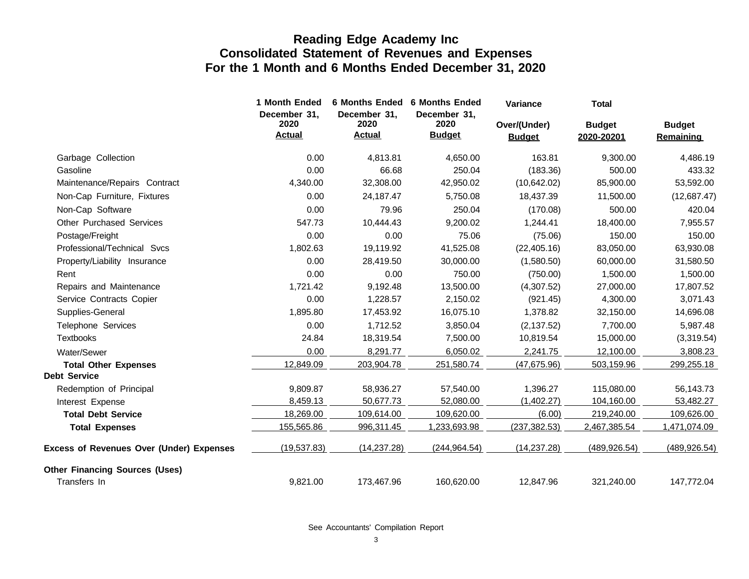# Reading Edge Academy Inc
## Consolidated Statement of Revenues and Expenses
## For the 1 Month and 6 Months Ended December 31, 2020

| | 1 Month Ended December 31, 2020 Actual | 6 Months Ended December 31, 2020 Actual | 6 Months Ended December 31, 2020 Budget | Variance Over/(Under) Budget | Total Budget 2020-20201 | Budget Remaining |
|---|---|---|---|---|---|---|
| Garbage Collection | 0.00 | 4,813.81 | 4,650.00 | 163.81 | 9,300.00 | 4,486.19 |
| Gasoline | 0.00 | 66.68 | 250.04 | (183.36) | 500.00 | 433.32 |
| Maintenance/Repairs Contract | 4,340.00 | 32,308.00 | 42,950.02 | (10,642.02) | 85,900.00 | 53,592.00 |
| Non-Cap Furniture, Fixtures | 0.00 | 24,187.47 | 5,750.08 | 18,437.39 | 11,500.00 | (12,687.47) |
| Non-Cap Software | 0.00 | 79.96 | 250.04 | (170.08) | 500.00 | 420.04 |
| Other Purchased Services | 547.73 | 10,444.43 | 9,200.02 | 1,244.41 | 18,400.00 | 7,955.57 |
| Postage/Freight | 0.00 | 0.00 | 75.06 | (75.06) | 150.00 | 150.00 |
| Professional/Technical Svcs | 1,802.63 | 19,119.92 | 41,525.08 | (22,405.16) | 83,050.00 | 63,930.08 |
| Property/Liability Insurance | 0.00 | 28,419.50 | 30,000.00 | (1,580.50) | 60,000.00 | 31,580.50 |
| Rent | 0.00 | 0.00 | 750.00 | (750.00) | 1,500.00 | 1,500.00 |
| Repairs and Maintenance | 1,721.42 | 9,192.48 | 13,500.00 | (4,307.52) | 27,000.00 | 17,807.52 |
| Service Contracts Copier | 0.00 | 1,228.57 | 2,150.02 | (921.45) | 4,300.00 | 3,071.43 |
| Supplies-General | 1,895.80 | 17,453.92 | 16,075.10 | 1,378.82 | 32,150.00 | 14,696.08 |
| Telephone Services | 0.00 | 1,712.52 | 3,850.04 | (2,137.52) | 7,700.00 | 5,987.48 |
| Textbooks | 24.84 | 18,319.54 | 7,500.00 | 10,819.54 | 15,000.00 | (3,319.54) |
| Water/Sewer | 0.00 | 8,291.77 | 6,050.02 | 2,241.75 | 12,100.00 | 3,808.23 |
| **Total Other Expenses** | 12,849.09 | 203,904.78 | 251,580.74 | (47,675.96) | 503,159.96 | 299,255.18 |
| **Debt Service** | | | | | | |
| Redemption of Principal | 9,809.87 | 58,936.27 | 57,540.00 | 1,396.27 | 115,080.00 | 56,143.73 |
| Interest Expense | 8,459.13 | 50,677.73 | 52,080.00 | (1,402.27) | 104,160.00 | 53,482.27 |
| **Total Debt Service** | 18,269.00 | 109,614.00 | 109,620.00 | (6.00) | 219,240.00 | 109,626.00 |
| **Total Expenses** | 155,565.86 | 996,311.45 | 1,233,693.98 | (237,382.53) | 2,467,385.54 | 1,471,074.09 |
| **Excess of Revenues Over (Under) Expenses** | (19,537.83) | (14,237.28) | (244,964.54) | (14,237.28) | (489,926.54) | (489,926.54) |
| **Other Financing Sources (Uses)** | | | | | | |
| Transfers In | 9,821.00 | 173,467.96 | 160,620.00 | 12,847.96 | 321,240.00 | 147,772.04 |

See Accountants' Compilation Report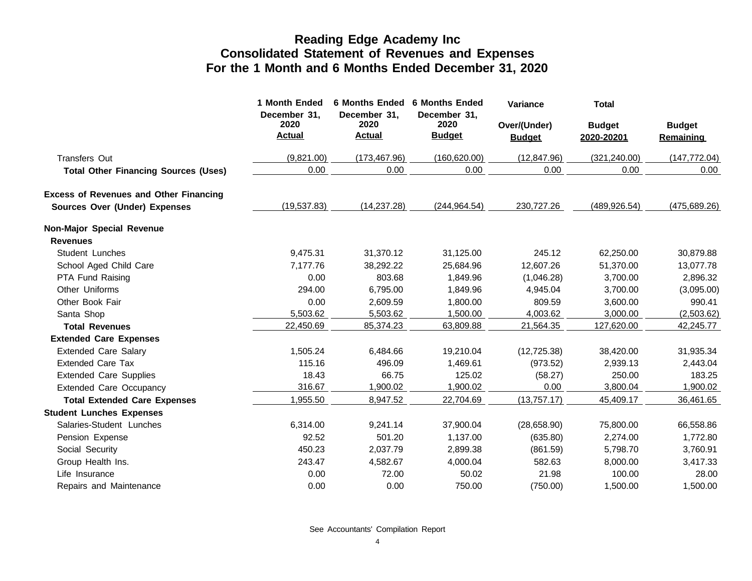# Reading Edge Academy Inc
## Consolidated Statement of Revenues and Expenses
## For the 1 Month and 6 Months Ended December 31, 2020

| | 1 Month Ended December 31, 2020 Actual | 6 Months Ended December 31, 2020 Actual | 6 Months Ended December 31, 2020 Budget | Variance Over/(Under) Budget | Total Budget 2020-20201 | Budget Remaining |
|---|---|---|---|---|---|---|
| Transfers Out | (9,821.00) | (173,467.96) | (160,620.00) | (12,847.96) | (321,240.00) | (147,772.04) |
| **Total Other Financing Sources (Uses)** | 0.00 | 0.00 | 0.00 | 0.00 | 0.00 | 0.00 |
| **Excess of Revenues and Other Financing Sources Over (Under) Expenses** | (19,537.83) | (14,237.28) | (244,964.54) | 230,727.26 | (489,926.54) | (475,689.26) |
| **Non-Major Special Revenue** | | | | | | |
| **Revenues** | | | | | | |
| Student Lunches | 9,475.31 | 31,370.12 | 31,125.00 | 245.12 | 62,250.00 | 30,879.88 |
| School Aged Child Care | 7,177.76 | 38,292.22 | 25,684.96 | 12,607.26 | 51,370.00 | 13,077.78 |
| PTA Fund Raising | 0.00 | 803.68 | 1,849.96 | (1,046.28) | 3,700.00 | 2,896.32 |
| Other Uniforms | 294.00 | 6,795.00 | 1,849.96 | 4,945.04 | 3,700.00 | (3,095.00) |
| Other Book Fair | 0.00 | 2,609.59 | 1,800.00 | 809.59 | 3,600.00 | 990.41 |
| Santa Shop | 5,503.62 | 5,503.62 | 1,500.00 | 4,003.62 | 3,000.00 | (2,503.62) |
| **Total Revenues** | 22,450.69 | 85,374.23 | 63,809.88 | 21,564.35 | 127,620.00 | 42,245.77 |
| **Extended Care Expenses** | | | | | | |
| Extended Care Salary | 1,505.24 | 6,484.66 | 19,210.04 | (12,725.38) | 38,420.00 | 31,935.34 |
| Extended Care Tax | 115.16 | 496.09 | 1,469.61 | (973.52) | 2,939.13 | 2,443.04 |
| Extended Care Supplies | 18.43 | 66.75 | 125.02 | (58.27) | 250.00 | 183.25 |
| Extended Care Occupancy | 316.67 | 1,900.02 | 1,900.02 | 0.00 | 3,800.04 | 1,900.02 |
| **Total Extended Care Expenses** | 1,955.50 | 8,947.52 | 22,704.69 | (13,757.17) | 45,409.17 | 36,461.65 |
| **Student Lunches Expenses** | | | | | | |
| Salaries-Student Lunches | 6,314.00 | 9,241.14 | 37,900.04 | (28,658.90) | 75,800.00 | 66,558.86 |
| Pension Expense | 92.52 | 501.20 | 1,137.00 | (635.80) | 2,274.00 | 1,772.80 |
| Social Security | 450.23 | 2,037.79 | 2,899.38 | (861.59) | 5,798.70 | 3,760.91 |
| Group Health Ins. | 243.47 | 4,582.67 | 4,000.04 | 582.63 | 8,000.00 | 3,417.33 |
| Life Insurance | 0.00 | 72.00 | 50.02 | 21.98 | 100.00 | 28.00 |
| Repairs and Maintenance | 0.00 | 0.00 | 750.00 | (750.00) | 1,500.00 | 1,500.00 |

See Accountants' Compilation Report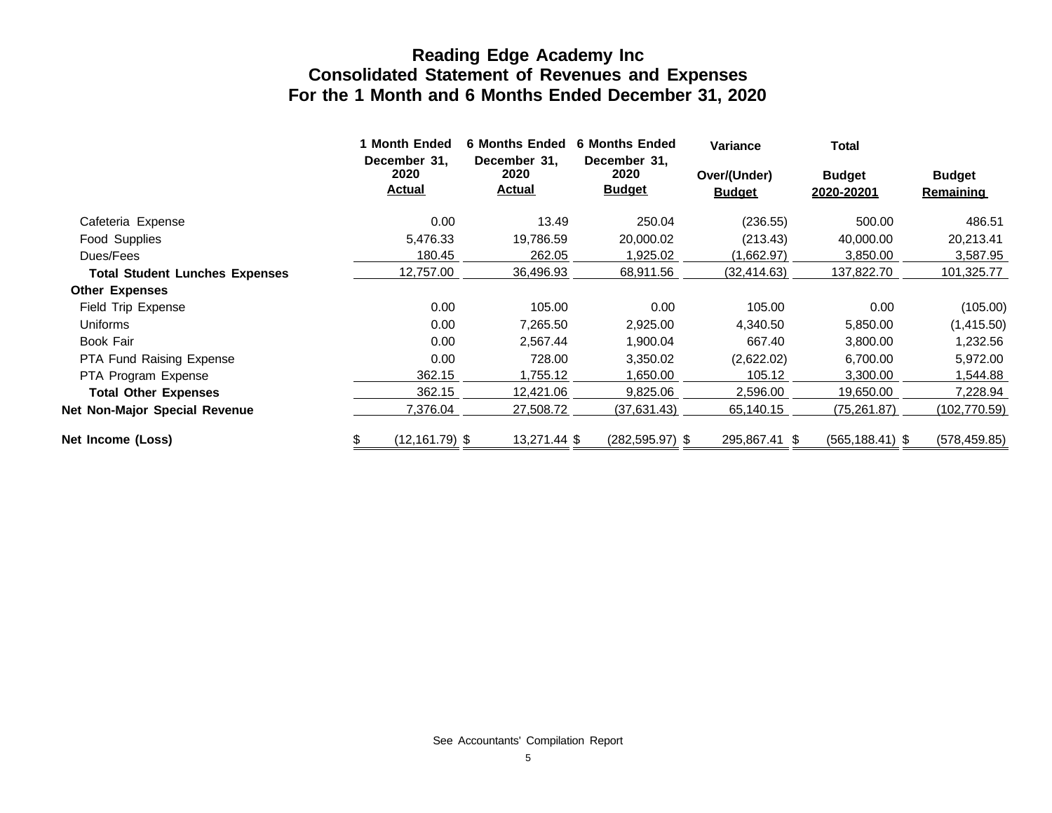# Reading Edge Academy Inc
## Consolidated Statement of Revenues and Expenses
## For the 1 Month and 6 Months Ended December 31, 2020

| | 1 Month Ended December 31, 2020 Actual | 6 Months Ended December 31, 2020 Actual | 6 Months Ended December 31, 2020 Budget | Variance Over/(Under) Budget | Total Budget 2020-20201 | Budget Remaining |
|---|---|---|---|---|---|---|
| Cafeteria Expense | 0.00 | 13.49 | 250.04 | (236.55) | 500.00 | 486.51 |
| Food Supplies | 5,476.33 | 19,786.59 | 20,000.02 | (213.43) | 40,000.00 | 20,213.41 |
| Dues/Fees | 180.45 | 262.05 | 1,925.02 | (1,662.97) | 3,850.00 | 3,587.95 |
| **Total Student Lunches Expenses** | 12,757.00 | 36,496.93 | 68,911.56 | (32,414.63) | 137,822.70 | 101,325.77 |
| **Other Expenses** | | | | | | |
| Field Trip Expense | 0.00 | 105.00 | 0.00 | 105.00 | 0.00 | (105.00) |
| Uniforms | 0.00 | 7,265.50 | 2,925.00 | 4,340.50 | 5,850.00 | (1,415.50) |
| Book Fair | 0.00 | 2,567.44 | 1,900.04 | 667.40 | 3,800.00 | 1,232.56 |
| PTA Fund Raising Expense | 0.00 | 728.00 | 3,350.02 | (2,622.02) | 6,700.00 | 5,972.00 |
| PTA Program Expense | 362.15 | 1,755.12 | 1,650.00 | 105.12 | 3,300.00 | 1,544.88 |
| **Total Other Expenses** | 362.15 | 12,421.06 | 9,825.06 | 2,596.00 | 19,650.00 | 7,228.94 |
| **Net Non-Major Special Revenue** | 7,376.04 | 27,508.72 | (37,631.43) | 65,140.15 | (75,261.87) | (102,770.59) |
| **Net Income (Loss)** | $ (12,161.79) | $ 13,271.44 | $ (282,595.97) | $ 295,867.41 | $ (565,188.41) | $ (578,459.85) |

See Accountants' Compilation Report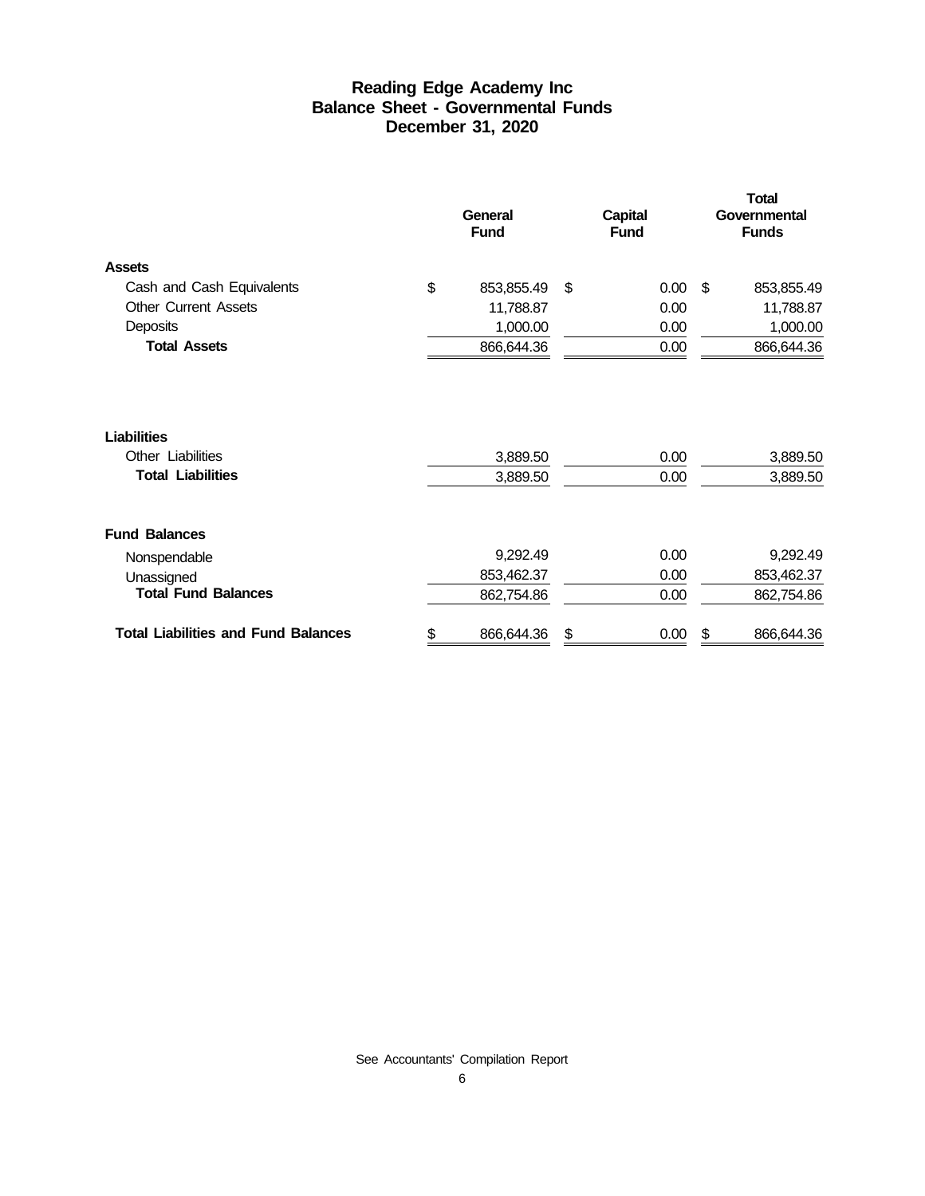# Reading Edge Academy Inc
## Balance Sheet - Governmental Funds
### December 31, 2020

| | General Fund | Capital Fund | Total Governmental Funds |
|---|---|---|---|
| **Assets** | | | |
| Cash and Cash Equivalents | $ 853,855.49 | $ 0.00 | $ 853,855.49 |
| Other Current Assets | 11,788.87 | 0.00 | 11,788.87 |
| Deposits | 1,000.00 | 0.00 | 1,000.00 |
| **Total Assets** | 866,644.36 | 0.00 | 866,644.36 |
| | | | |
| **Liabilities** | | | |
| Other Liabilities | 3,889.50 | 0.00 | 3,889.50 |
| **Total Liabilities** | 3,889.50 | 0.00 | 3,889.50 |
| | | | |
| **Fund Balances** | | | |
| Nonspendable | 9,292.49 | 0.00 | 9,292.49 |
| Unassigned | 853,462.37 | 0.00 | 853,462.37 |
| **Total Fund Balances** | 862,754.86 | 0.00 | 862,754.86 |
| | | | |
| **Total Liabilities and Fund Balances** | $ 866,644.36 | $ 0.00 | $ 866,644.36 |

See Accountants' Compilation Report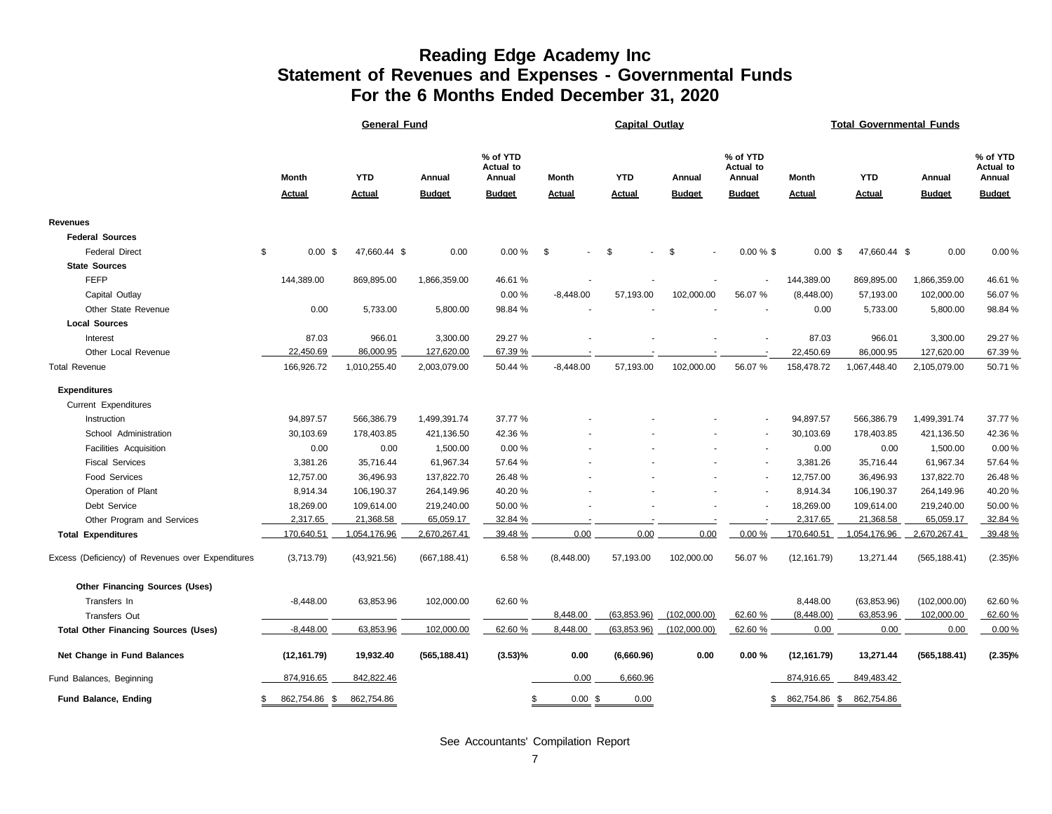# Reading Edge Academy Inc
## Statement of Revenues and Expenses - Governmental Funds
## For the 6 Months Ended December 31, 2020

| | General Fund | | | | Capital Outlay | | | | Total Governmental Funds | | | |
|---|---|---|---|---|---|---|---|---|---|---|---|---|
| | Month Actual | YTD Actual | Annual Budget | % of YTD Actual to Annual Budget | Month Actual | YTD Actual | Annual Budget | % of YTD Actual to Annual Budget | Month Actual | YTD Actual | Annual Budget | % of YTD Actual to Annual Budget |
| **Revenues** | | | | | | | | | | | | |
| **Federal Sources** | | | | | | | | | | | | |
| Federal Direct | $ 0.00 | $ 47,660.44 | $ 0.00 | 0.00 % | $ - | $ - | $ - | 0.00 % | $ 0.00 | $ 47,660.44 | $ 0.00 | 0.00 % |
| **State Sources** | | | | | | | | | | | | |
| FEFP | 144,389.00 | 869,895.00 | 1,866,359.00 | 46.61 % | - | - | - | - | 144,389.00 | 869,895.00 | 1,866,359.00 | 46.61 % |
| Capital Outlay | | | | 0.00 % | -8,448.00 | 57,193.00 | 102,000.00 | 56.07 % | (8,448.00) | 57,193.00 | 102,000.00 | 56.07 % |
| Other State Revenue | 0.00 | 5,733.00 | 5,800.00 | 98.84 % | - | - | - | - | 0.00 | 5,733.00 | 5,800.00 | 98.84 % |
| **Local Sources** | | | | | | | | | | | | |
| Interest | 87.03 | 966.01 | 3,300.00 | 29.27 % | - | - | - | - | 87.03 | 966.01 | 3,300.00 | 29.27 % |
| Other Local Revenue | 22,450.69 | 86,000.95 | 127,620.00 | 67.39 % | - | - | - | - | 22,450.69 | 86,000.95 | 127,620.00 | 67.39 % |
| Total Revenue | 166,926.72 | 1,010,255.40 | 2,003,079.00 | 50.44 % | -8,448.00 | 57,193.00 | 102,000.00 | 56.07 % | 158,478.72 | 1,067,448.40 | 2,105,079.00 | 50.71 % |
| **Expenditures** | | | | | | | | | | | | |
| Current Expenditures | | | | | | | | | | | | |
| Instruction | 94,897.57 | 566,386.79 | 1,499,391.74 | 37.77 % | - | - | - | - | 94,897.57 | 566,386.79 | 1,499,391.74 | 37.77 % |
| School Administration | 30,103.69 | 178,403.85 | 421,136.50 | 42.36 % | - | - | - | - | 30,103.69 | 178,403.85 | 421,136.50 | 42.36 % |
| Facilities Acquisition | 0.00 | 0.00 | 1,500.00 | 0.00 % | - | - | - | - | 0.00 | 0.00 | 1,500.00 | 0.00 % |
| Fiscal Services | 3,381.26 | 35,716.44 | 61,967.34 | 57.64 % | - | - | - | - | 3,381.26 | 35,716.44 | 61,967.34 | 57.64 % |
| Food Services | 12,757.00 | 36,496.93 | 137,822.70 | 26.48 % | - | - | - | - | 12,757.00 | 36,496.93 | 137,822.70 | 26.48 % |
| Operation of Plant | 8,914.34 | 106,190.37 | 264,149.96 | 40.20 % | - | - | - | - | 8,914.34 | 106,190.37 | 264,149.96 | 40.20 % |
| Debt Service | 18,269.00 | 109,614.00 | 219,240.00 | 50.00 % | - | - | - | - | 18,269.00 | 109,614.00 | 219,240.00 | 50.00 % |
| Other Program and Services | 2,317.65 | 21,368.58 | 65,059.17 | 32.84 % | - | - | - | - | 2,317.65 | 21,368.58 | 65,059.17 | 32.84 % |
| **Total Expenditures** | 170,640.51 | 1,054,176.96 | 2,670,267.41 | 39.48 % | 0.00 | 0.00 | 0.00 | 0.00 % | 170,640.51 | 1,054,176.96 | 2,670,267.41 | 39.48 % |
| Excess (Deficiency) of Revenues over Expenditures | (3,713.79) | (43,921.56) | (667,188.41) | 6.58 % | (8,448.00) | 57,193.00 | 102,000.00 | 56.07 % | (12,161.79) | 13,271.44 | (565,188.41) | (2.35)% |
| **Other Financing Sources (Uses)** | | | | | | | | | | | | |
| Transfers In | -8,448.00 | 63,853.96 | 102,000.00 | 62.60 % | | | | | 8,448.00 | (63,853.96) | (102,000.00) | 62.60 % |
| Transfers Out | | | | | 8,448.00 | (63,853.96) | (102,000.00) | 62.60 % | (8,448.00) | 63,853.96 | 102,000.00 | 62.60 % |
| **Total Other Financing Sources (Uses)** | -8,448.00 | 63,853.96 | 102,000.00 | 62.60 % | 8,448.00 | (63,853.96) | (102,000.00) | 62.60 % | 0.00 | 0.00 | 0.00 | 0.00 % |
| **Net Change in Fund Balances** | **(12,161.79)** | **19,932.40** | **(565,188.41)** | **(3.53)%** | **0.00** | **(6,660.96)** | **0.00** | **0.00 %** | **(12,161.79)** | **13,271.44** | **(565,188.41)** | **(2.35)%** |
| Fund Balances, Beginning | 874,916.65 | 842,822.46 | | | 0.00 | 6,660.96 | | | 874,916.65 | 849,483.42 | | |
| **Fund Balance, Ending** | $ 862,754.86 | $ 862,754.86 | | | $ 0.00 | $ 0.00 | | | $ 862,754.86 | $ 862,754.86 | | |

See Accountants' Compilation Report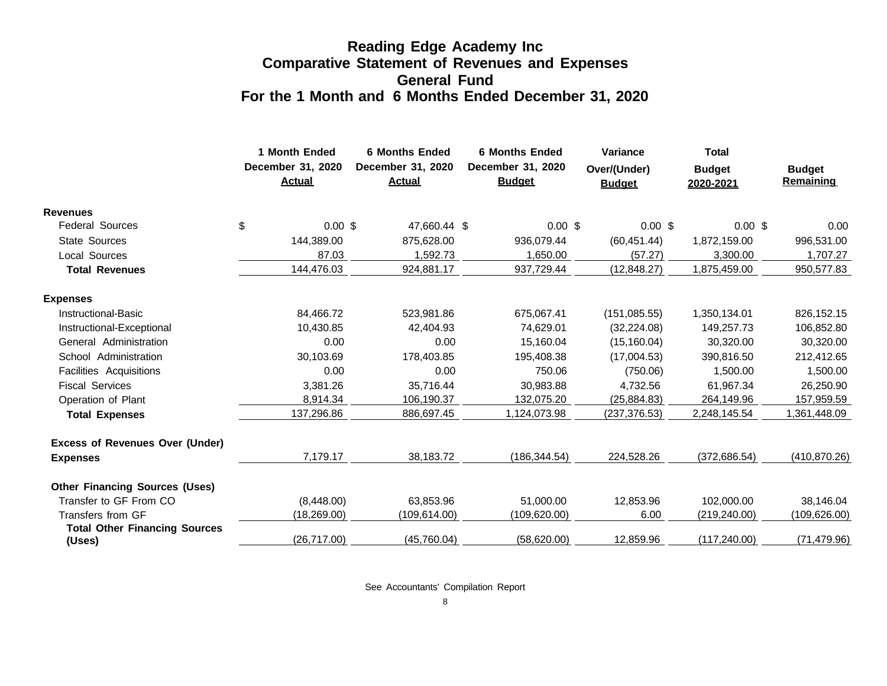# Reading Edge Academy Inc
## Comparative Statement of Revenues and Expenses
## General Fund
## For the 1 Month and 6 Months Ended December 31, 2020

| | 1 Month Ended December 31, 2020 Actual | 6 Months Ended December 31, 2020 Actual | 6 Months Ended December 31, 2020 Budget | Variance Over/(Under) Budget | Total Budget 2020-2021 | Budget Remaining |
|---|---|---|---|---|---|---|
| **Revenues** | | | | | | |
| Federal Sources | $ 0.00 | $ 47,660.44 | $ 0.00 | $ 0.00 | $ 0.00 | $ 0.00 |
| State Sources | 144,389.00 | 875,628.00 | 936,079.44 | (60,451.44) | 1,872,159.00 | 996,531.00 |
| Local Sources | 87.03 | 1,592.73 | 1,650.00 | (57.27) | 3,300.00 | 1,707.27 |
| **Total Revenues** | 144,476.03 | 924,881.17 | 937,729.44 | (12,848.27) | 1,875,459.00 | 950,577.83 |
| **Expenses** | | | | | | |
| Instructional-Basic | 84,466.72 | 523,981.86 | 675,067.41 | (151,085.55) | 1,350,134.01 | 826,152.15 |
| Instructional-Exceptional | 10,430.85 | 42,404.93 | 74,629.01 | (32,224.08) | 149,257.73 | 106,852.80 |
| General Administration | 0.00 | 0.00 | 15,160.04 | (15,160.04) | 30,320.00 | 30,320.00 |
| School Administration | 30,103.69 | 178,403.85 | 195,408.38 | (17,004.53) | 390,816.50 | 212,412.65 |
| Facilities Acquisitions | 0.00 | 0.00 | 750.06 | (750.06) | 1,500.00 | 1,500.00 |
| Fiscal Services | 3,381.26 | 35,716.44 | 30,983.88 | 4,732.56 | 61,967.34 | 26,250.90 |
| Operation of Plant | 8,914.34 | 106,190.37 | 132,075.20 | (25,884.83) | 264,149.96 | 157,959.59 |
| **Total Expenses** | 137,296.86 | 886,697.45 | 1,124,073.98 | (237,376.53) | 2,248,145.54 | 1,361,448.09 |
| **Excess of Revenues Over (Under) Expenses** | 7,179.17 | 38,183.72 | (186,344.54) | 224,528.26 | (372,686.54) | (410,870.26) |
| **Other Financing Sources (Uses)** | | | | | | |
| Transfer to GF From CO | (8,448.00) | 63,853.96 | 51,000.00 | 12,853.96 | 102,000.00 | 38,146.04 |
| Transfers from GF | (18,269.00) | (109,614.00) | (109,620.00) | 6.00 | (219,240.00) | (109,626.00) |
| **Total Other Financing Sources (Uses)** | (26,717.00) | (45,760.04) | (58,620.00) | 12,859.96 | (117,240.00) | (71,479.96) |

See Accountants' Compilation Report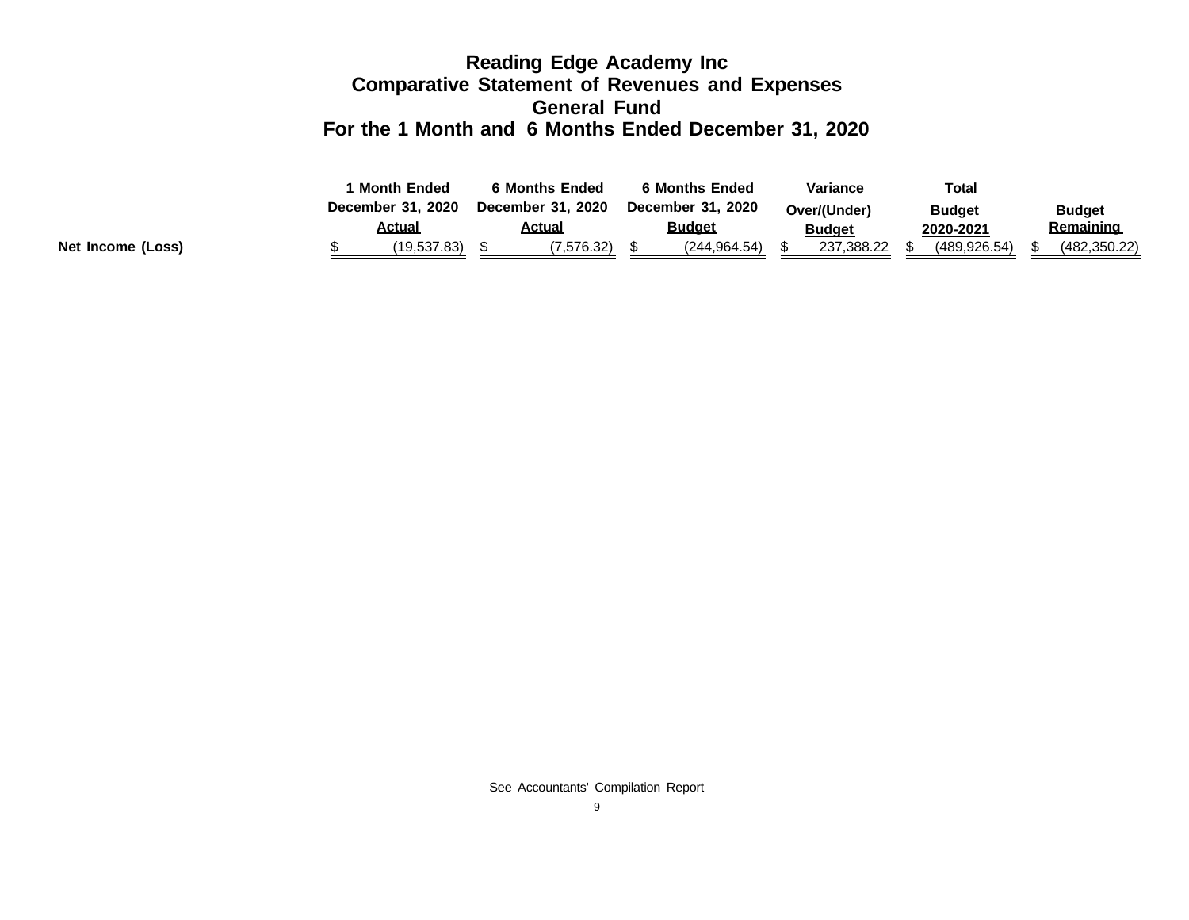# Reading Edge Academy Inc
## Comparative Statement of Revenues and Expenses
## General Fund
## For the 1 Month and 6 Months Ended December 31, 2020

| | 1 Month Ended December 31, 2020 Actual | 6 Months Ended December 31, 2020 Actual | 6 Months Ended December 31, 2020 Budget | Variance Over/(Under) Budget | Total Budget 2020-2021 | Budget Remaining |
|---|---|---|---|---|---|---|
| **Net Income (Loss)** | $ (19,537.83) | $ (7,576.32) | $ (244,964.54) | $ 237,388.22 | $ (489,926.54) | $ (482,350.22) |

See Accountants' Compilation Report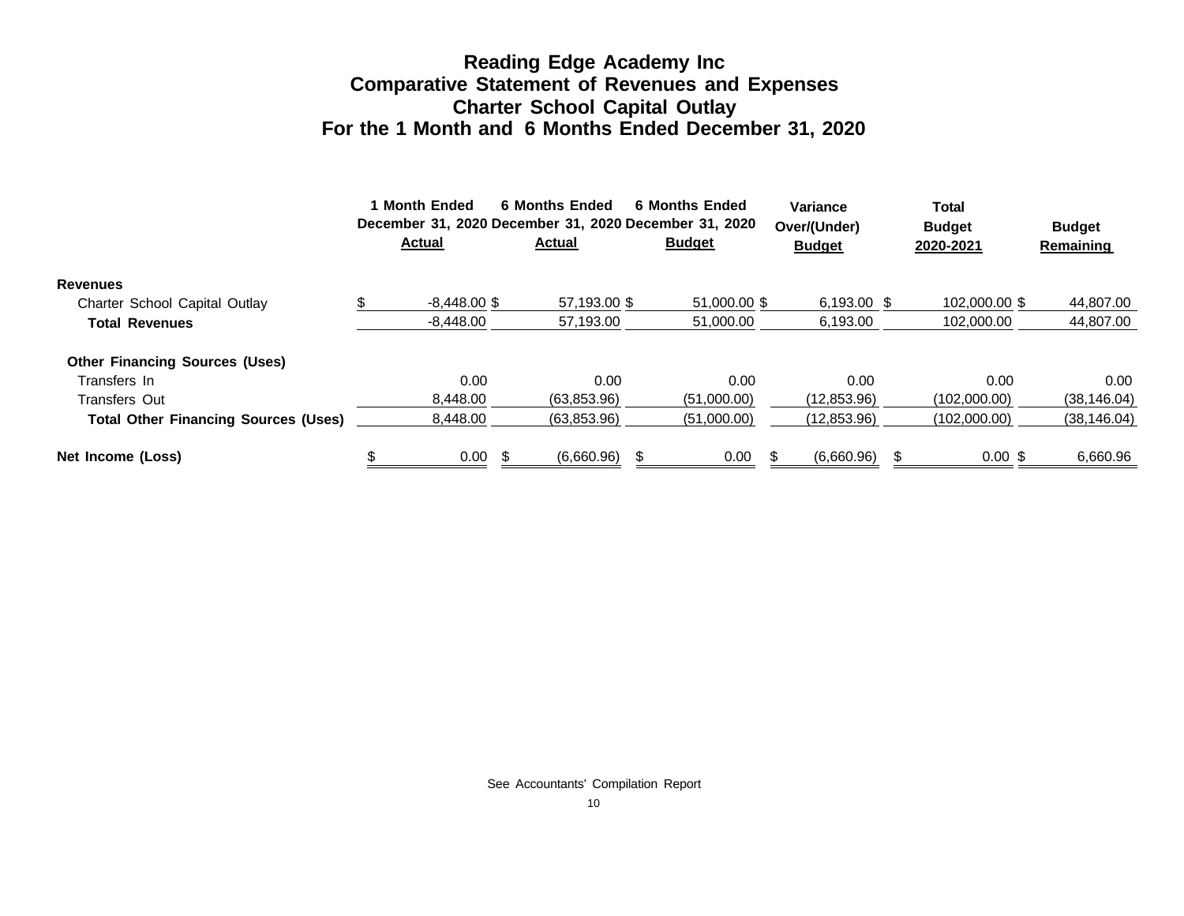# Reading Edge Academy Inc
## Comparative Statement of Revenues and Expenses
## Charter School Capital Outlay
## For the 1 Month and 6 Months Ended December 31, 2020

| | 1 Month Ended December 31, 2020 Actual | 6 Months Ended December 31, 2020 Actual | 6 Months Ended December 31, 2020 Budget | Variance Over/(Under) Budget | Total Budget 2020-2021 | Budget Remaining |
|---|---|---|---|---|---|---|
| **Revenues** | | | | | | |
| Charter School Capital Outlay | $ -8,448.00 | $ 57,193.00 | $ 51,000.00 | $ 6,193.00 | $ 102,000.00 | $ 44,807.00 |
| **Total Revenues** | -8,448.00 | 57,193.00 | 51,000.00 | 6,193.00 | 102,000.00 | 44,807.00 |
| **Other Financing Sources (Uses)** | | | | | | |
| Transfers In | 0.00 | 0.00 | 0.00 | 0.00 | 0.00 | 0.00 |
| Transfers Out | 8,448.00 | (63,853.96) | (51,000.00) | (12,853.96) | (102,000.00) | (38,146.04) |
| **Total Other Financing Sources (Uses)** | 8,448.00 | (63,853.96) | (51,000.00) | (12,853.96) | (102,000.00) | (38,146.04) |
| **Net Income (Loss)** | $ 0.00 | $ (6,660.96) | $ 0.00 | $ (6,660.96) | $ 0.00 | $ 6,660.96 |

See Accountants' Compilation Report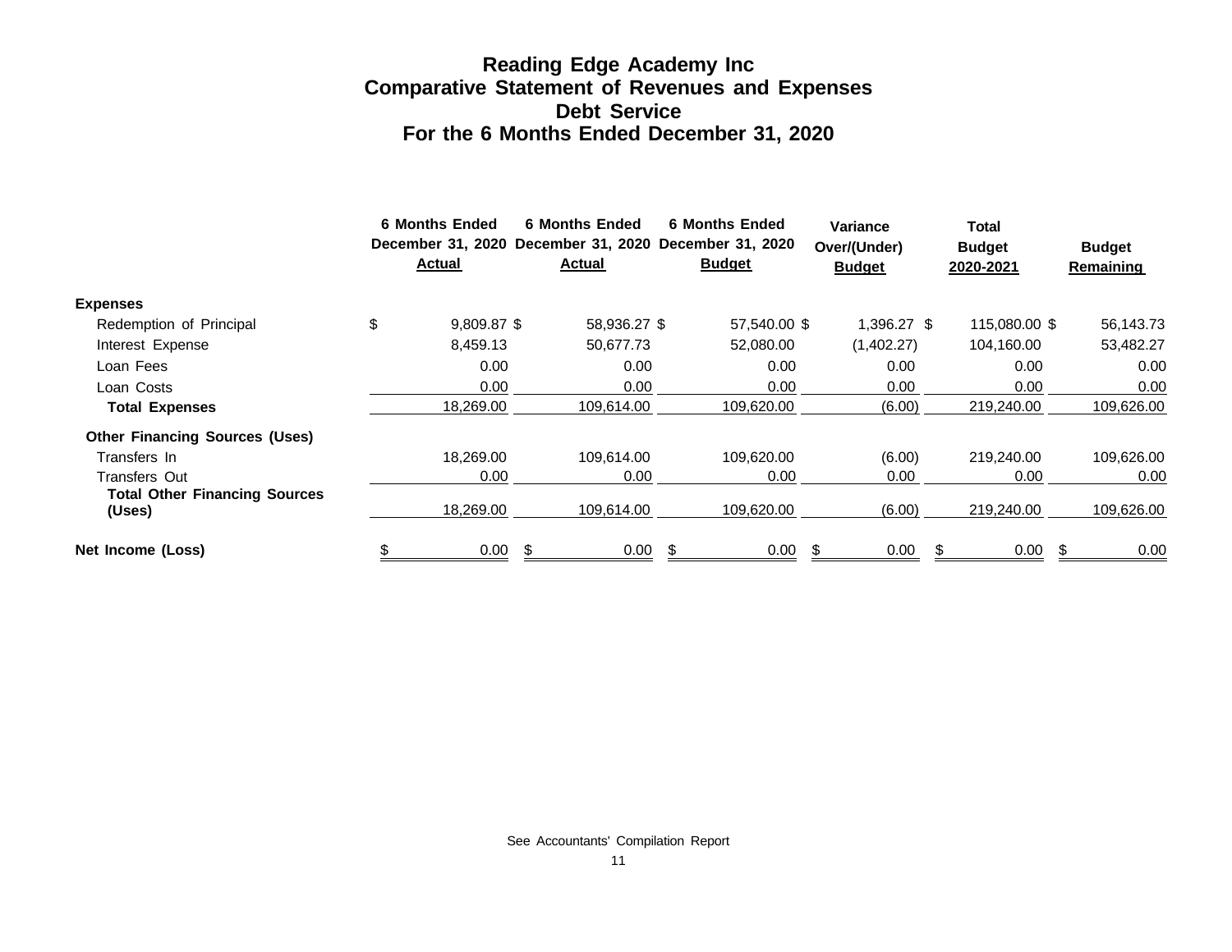# Reading Edge Academy Inc
## Comparative Statement of Revenues and Expenses
## Debt Service
## For the 6 Months Ended December 31, 2020

| | 6 Months Ended December 31, 2020 Actual | 6 Months Ended December 31, 2020 Actual | 6 Months Ended December 31, 2020 Budget | Variance Over/(Under) Budget | Total Budget 2020-2021 | Budget Remaining |
|---|---|---|---|---|---|---|
| **Expenses** | | | | | | |
| Redemption of Principal | $ 9,809.87 | $ 58,936.27 | $ 57,540.00 | $ 1,396.27 | $ 115,080.00 | $ 56,143.73 |
| Interest Expense | 8,459.13 | 50,677.73 | 52,080.00 | (1,402.27) | 104,160.00 | 53,482.27 |
| Loan Fees | 0.00 | 0.00 | 0.00 | 0.00 | 0.00 | 0.00 |
| Loan Costs | 0.00 | 0.00 | 0.00 | 0.00 | 0.00 | 0.00 |
| **Total Expenses** | 18,269.00 | 109,614.00 | 109,620.00 | (6.00) | 219,240.00 | 109,626.00 |
| **Other Financing Sources (Uses)** | | | | | | |
| Transfers In | 18,269.00 | 109,614.00 | 109,620.00 | (6.00) | 219,240.00 | 109,626.00 |
| Transfers Out | 0.00 | 0.00 | 0.00 | 0.00 | 0.00 | 0.00 |
| **Total Other Financing Sources (Uses)** | 18,269.00 | 109,614.00 | 109,620.00 | (6.00) | 219,240.00 | 109,626.00 |
| **Net Income (Loss)** | $ 0.00 | $ 0.00 | $ 0.00 | $ 0.00 | $ 0.00 | $ 0.00 |

See Accountants' Compilation Report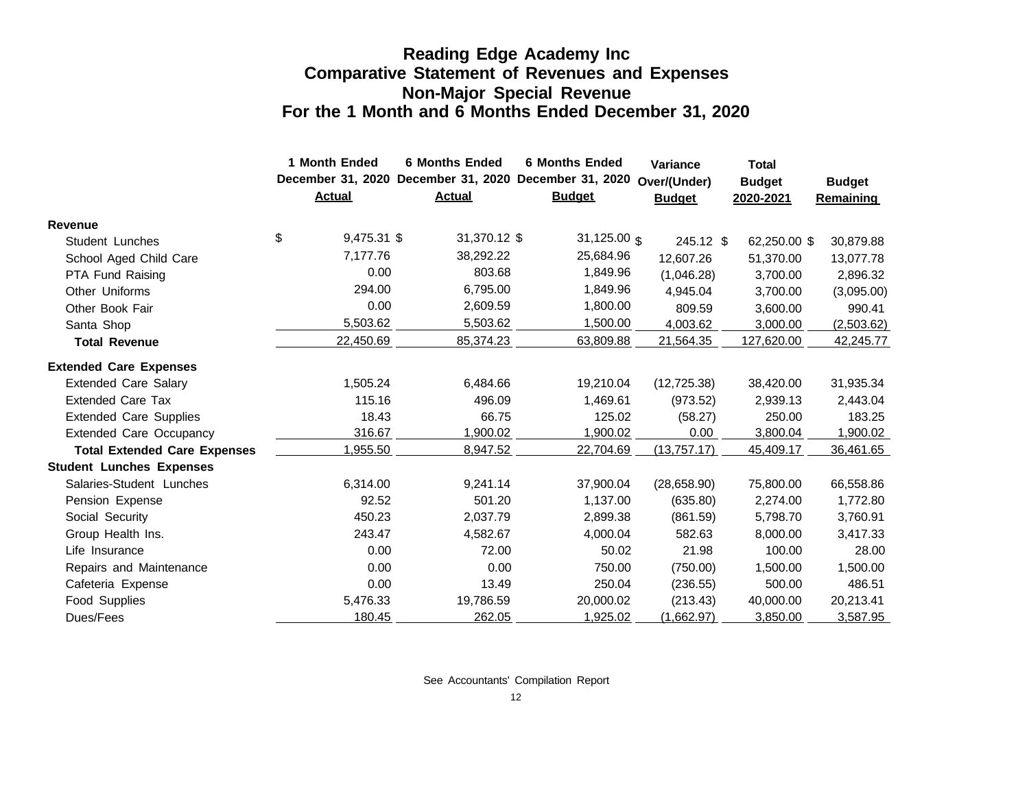# Reading Edge Academy Inc
## Comparative Statement of Revenues and Expenses
## Non-Major Special Revenue
## For the 1 Month and 6 Months Ended December 31, 2020

| | 1 Month Ended December 31, 2020 Actual | 6 Months Ended December 31, 2020 Actual | 6 Months Ended December 31, 2020 Budget | Variance Over/(Under) Budget | Total Budget 2020-2021 | Budget Remaining |
|---|---|---|---|---|---|---|
| **Revenue** | | | | | | |
| Student Lunches | $ 9,475.31 | $ 31,370.12 | $ 31,125.00 | $ 245.12 | $ 62,250.00 | $ 30,879.88 |
| School Aged Child Care | 7,177.76 | 38,292.22 | 25,684.96 | 12,607.26 | 51,370.00 | 13,077.78 |
| PTA Fund Raising | 0.00 | 803.68 | 1,849.96 | (1,046.28) | 3,700.00 | 2,896.32 |
| Other Uniforms | 294.00 | 6,795.00 | 1,849.96 | 4,945.04 | 3,700.00 | (3,095.00) |
| Other Book Fair | 0.00 | 2,609.59 | 1,800.00 | 809.59 | 3,600.00 | 990.41 |
| Santa Shop | 5,503.62 | 5,503.62 | 1,500.00 | 4,003.62 | 3,000.00 | (2,503.62) |
| **Total Revenue** | 22,450.69 | 85,374.23 | 63,809.88 | 21,564.35 | 127,620.00 | 42,245.77 |
| **Extended Care Expenses** | | | | | | |
| Extended Care Salary | 1,505.24 | 6,484.66 | 19,210.04 | (12,725.38) | 38,420.00 | 31,935.34 |
| Extended Care Tax | 115.16 | 496.09 | 1,469.61 | (973.52) | 2,939.13 | 2,443.04 |
| Extended Care Supplies | 18.43 | 66.75 | 125.02 | (58.27) | 250.00 | 183.25 |
| Extended Care Occupancy | 316.67 | 1,900.02 | 1,900.02 | 0.00 | 3,800.04 | 1,900.02 |
| **Total Extended Care Expenses** | 1,955.50 | 8,947.52 | 22,704.69 | (13,757.17) | 45,409.17 | 36,461.65 |
| **Student Lunches Expenses** | | | | | | |
| Salaries-Student Lunches | 6,314.00 | 9,241.14 | 37,900.04 | (28,658.90) | 75,800.00 | 66,558.86 |
| Pension Expense | 92.52 | 501.20 | 1,137.00 | (635.80) | 2,274.00 | 1,772.80 |
| Social Security | 450.23 | 2,037.79 | 2,899.38 | (861.59) | 5,798.70 | 3,760.91 |
| Group Health Ins. | 243.47 | 4,582.67 | 4,000.04 | 582.63 | 8,000.00 | 3,417.33 |
| Life Insurance | 0.00 | 72.00 | 50.02 | 21.98 | 100.00 | 28.00 |
| Repairs and Maintenance | 0.00 | 0.00 | 750.00 | (750.00) | 1,500.00 | 1,500.00 |
| Cafeteria Expense | 0.00 | 13.49 | 250.04 | (236.55) | 500.00 | 486.51 |
| Food Supplies | 5,476.33 | 19,786.59 | 20,000.02 | (213.43) | 40,000.00 | 20,213.41 |
| Dues/Fees | 180.45 | 262.05 | 1,925.02 | (1,662.97) | 3,850.00 | 3,587.95 |

See Accountants' Compilation Report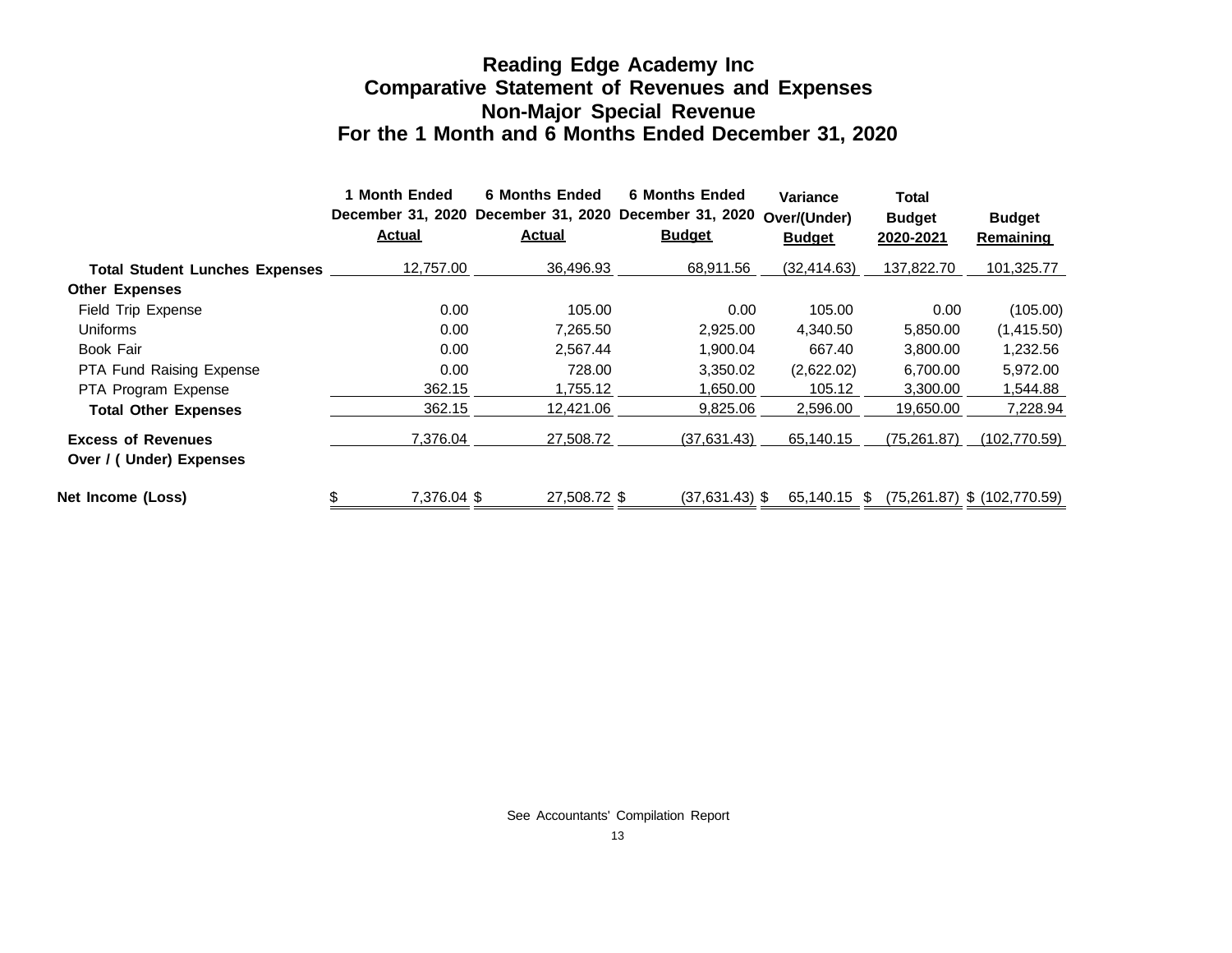# Reading Edge Academy Inc
## Comparative Statement of Revenues and Expenses
## Non-Major Special Revenue
## For the 1 Month and 6 Months Ended December 31, 2020

| | 1 Month Ended December 31, 2020 Actual | 6 Months Ended December 31, 2020 Actual | 6 Months Ended December 31, 2020 Budget | Variance Over/(Under) Budget | Total Budget 2020-2021 | Budget Remaining |
|---|---|---|---|---|---|---|
| **Total Student Lunches Expenses** | 12,757.00 | 36,496.93 | 68,911.56 | (32,414.63) | 137,822.70 | 101,325.77 |
| **Other Expenses** | | | | | | |
| Field Trip Expense | 0.00 | 105.00 | 0.00 | 105.00 | 0.00 | (105.00) |
| Uniforms | 0.00 | 7,265.50 | 2,925.00 | 4,340.50 | 5,850.00 | (1,415.50) |
| Book Fair | 0.00 | 2,567.44 | 1,900.04 | 667.40 | 3,800.00 | 1,232.56 |
| PTA Fund Raising Expense | 0.00 | 728.00 | 3,350.02 | (2,622.02) | 6,700.00 | 5,972.00 |
| PTA Program Expense | 362.15 | 1,755.12 | 1,650.00 | 105.12 | 3,300.00 | 1,544.88 |
| **Total Other Expenses** | 362.15 | 12,421.06 | 9,825.06 | 2,596.00 | 19,650.00 | 7,228.94 |
| **Excess of Revenues Over / ( Under) Expenses** | 7,376.04 | 27,508.72 | (37,631.43) | 65,140.15 | (75,261.87) | (102,770.59) |
| **Net Income (Loss)** | $ 7,376.04 | $ 27,508.72 | $ (37,631.43) | $ 65,140.15 | $ (75,261.87) | $ (102,770.59) |

See Accountants' Compilation Report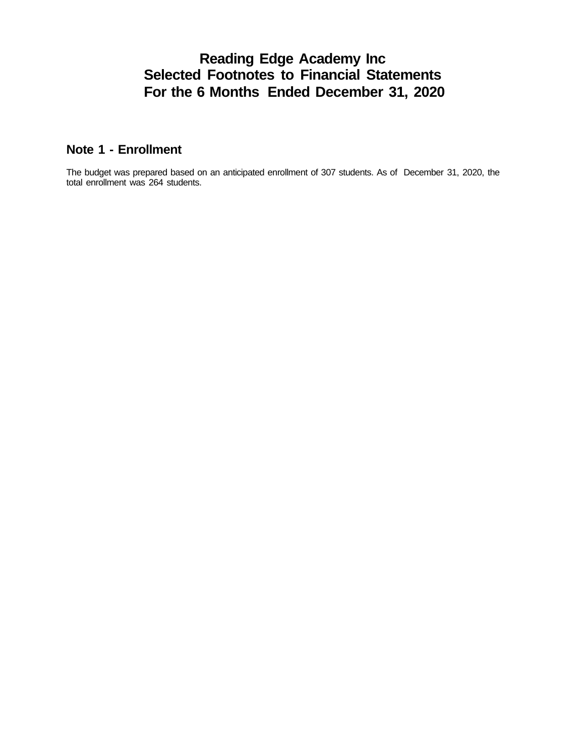# Reading Edge Academy Inc
# Selected Footnotes to Financial Statements
# For the 6 Months Ended December 31, 2020

## Note 1 - Enrollment

The budget was prepared based on an anticipated enrollment of 307 students. As of December 31, 2020, the total enrollment was 264 students.